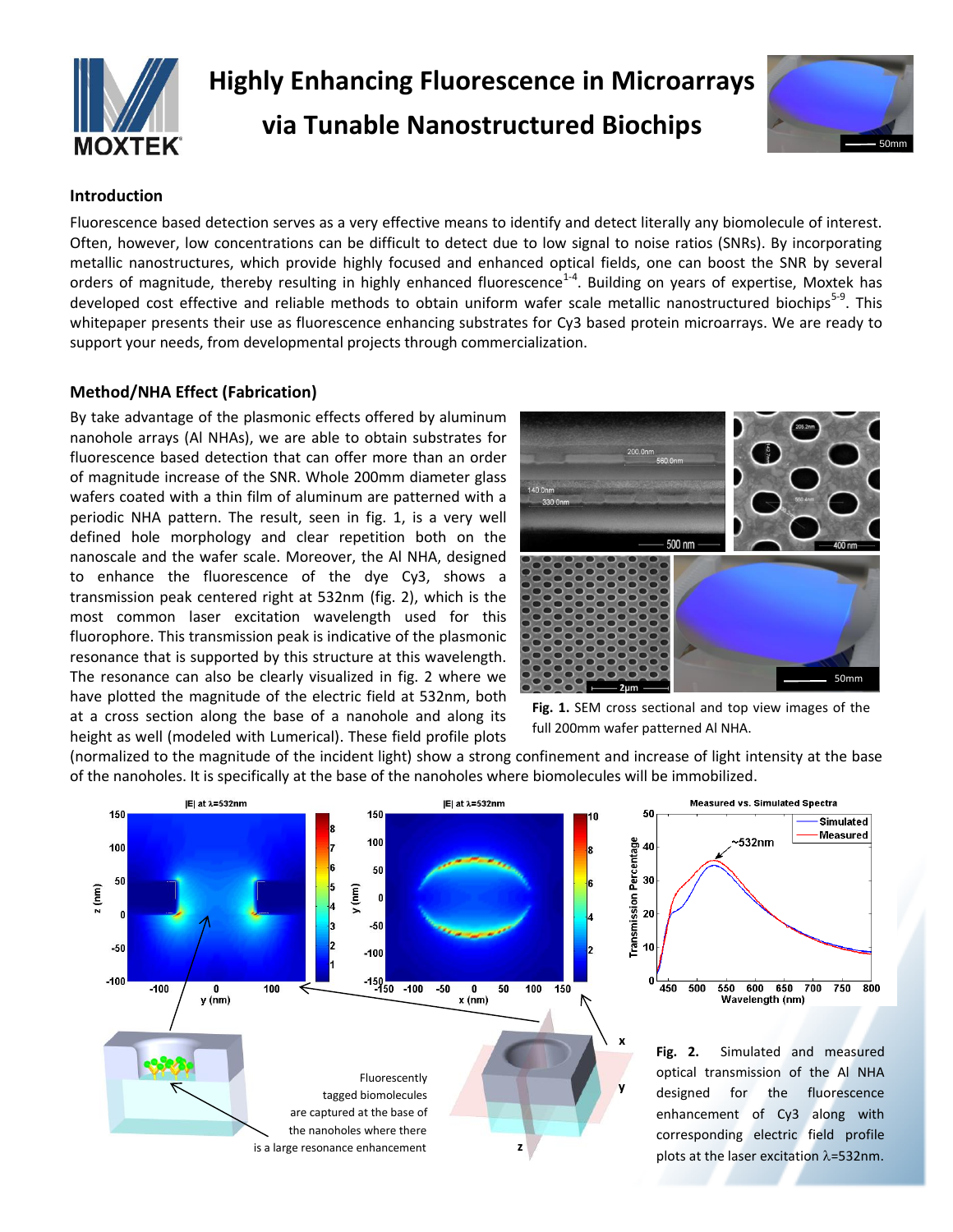# Highly Enhancing Fluorescence in Microarrays via Tunable Nanostructured Biochips

## Introduction

Fluorescence based detection serves as a very effective means to identify and detect literally any biomolecule of interest. Often, however, low concentrations can be difficult to detect due to low signal to noise ratios (SNRs). By incorporating metallic nanostructures, which provide highly focused and enhanced optical fields, one can boost the SNR by several orders of magnitude, thereby resulting in highly enhanced fluorescence[1-4]. Building on years of expertise, Moxtek has developed cost effective and reliable methods to obtain uniform wafer scale metallic nanostructured biochips[5-9]. This whitepaper presents their use as fluorescence enhancing substrates for Cy3 based protein microarrays. We are ready to support your needs, from developmental projects through commercialization.

## Method/NHA Effect (Fabrication)

By take advantage of the plasmonic effects offered by aluminum nanohole arrays (Al NHAs), we are able to obtain substrates for fluorescence based detection that can offer more than an order of magnitude increase of the SNR. Whole 200mm diameter glass wafers coated with a thin film of aluminum are patterned with a periodic NHA pattern. The result, seen in fig. 1, is a very well defined hole morphology and clear repetition both on the nanoscale and the wafer scale. Moreover, the Al NHA, designed to enhance the fluorescence of the dye Cy3, shows a transmission peak centered right at 532nm (fig. 2), which is the most common laser excitation wavelength used for this fluorophore. This transmission peak is indicative of the plasmonic resonance that is supported by this structure at this wavelength. The resonance can also be clearly visualized in fig. 2 where we have plotted the magnitude of the electric field at 532nm, both at a cross section along the base of a nanohole and along its height as well (modeled with Lumerical). These field profile plots (normalized to the magnitude of the incident light) show a strong confinement and increase of light intensity at the base of the nanoholes. It is specifically at the base of the nanoholes where biomolecules will be immobilized.

**Fig. 1.** SEM cross sectional and top view images of the full 200mm wafer patterned Al NHA.

**Fig. 2.** Simulated and measured optical transmission of the Al NHA designed for the fluorescence enhancement of Cy3 along with corresponding electric field profile plots at the laser excitation $\lambda$=532nm.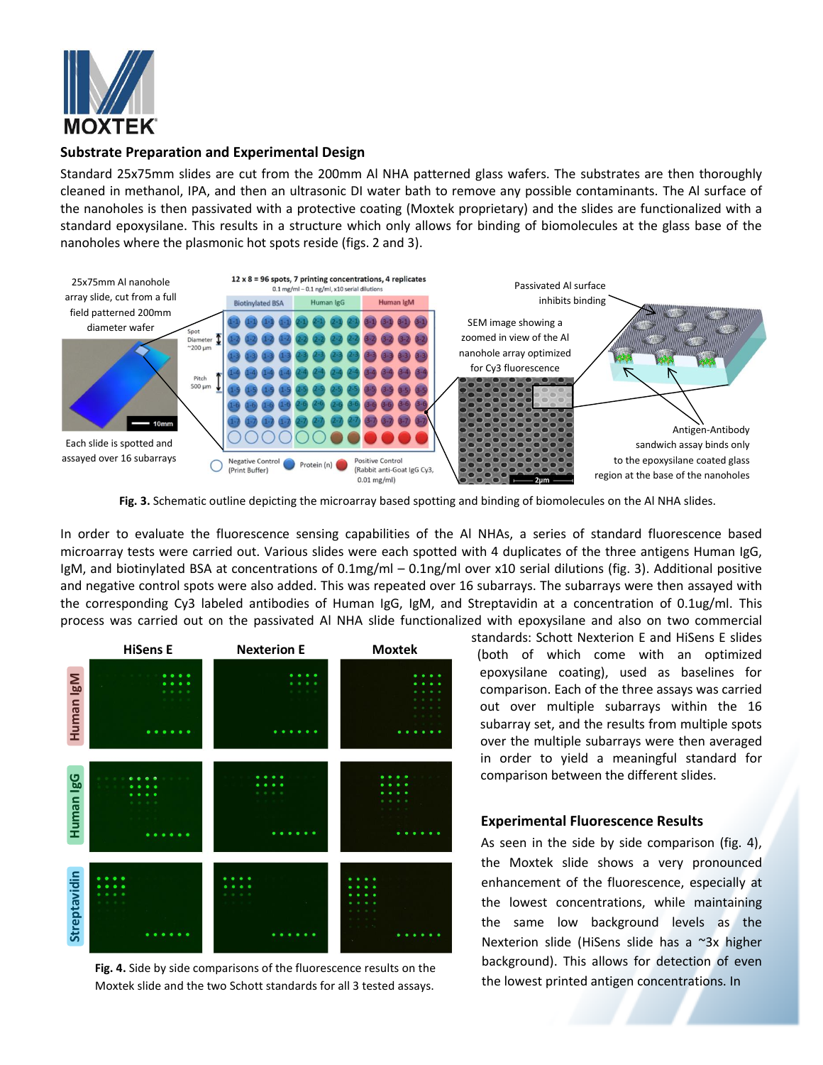## Substrate Preparation and Experimental Design

Standard 25x75mm slides are cut from the 200mm Al NHA patterned glass wafers. The substrates are then thoroughly cleaned in methanol, IPA, and then an ultrasonic DI water bath to remove any possible contaminants. The Al surface of the nanoholes is then passivated with a protective coating (Moxtek proprietary) and the slides are functionalized with a standard epoxysilane. This results in a structure which only allows for binding of biomolecules at the glass base of the nanoholes where the plasmonic hot spots reside (figs. 2 and 3).

**Fig. 3.** Schematic outline depicting the microarray based spotting and binding of biomolecules on the Al NHA slides.

In order to evaluate the fluorescence sensing capabilities of the Al NHAs, a series of standard fluorescence based microarray tests were carried out. Various slides were each spotted with 4 duplicates of the three antigens Human IgG, IgM, and biotinylated BSA at concentrations of 0.1mg/ml – 0.1ng/ml over x10 serial dilutions (fig. 3). Additional positive and negative control spots were also added. This was repeated over 16 subarrays. The subarrays were then assayed with the corresponding Cy3 labeled antibodies of Human IgG, IgM, and Streptavidin at a concentration of 0.1ug/ml. This process was carried out on the passivated Al NHA slide functionalized with epoxysilane and also on two commercial standards: Schott Nexterion E and HiSens E slides (both of which come with an optimized epoxysilane coating), used as baselines for comparison. Each of the three assays was carried out over multiple subarrays within the 16 subarray set, and the results from multiple spots over the multiple subarrays were then averaged in order to yield a meaningful standard for comparison between the different slides.

**Fig. 4.** Side by side comparisons of the fluorescence results on the Moxtek slide and the two Schott standards for all 3 tested assays.

### Experimental Fluorescence Results

As seen in the side by side comparison (fig. 4), the Moxtek slide shows a very pronounced enhancement of the fluorescence, especially at the lowest concentrations, while maintaining the same low background levels as the Nexterion slide (HiSens slide has a ~3x higher background). This allows for detection of even the lowest printed antigen concentrations. In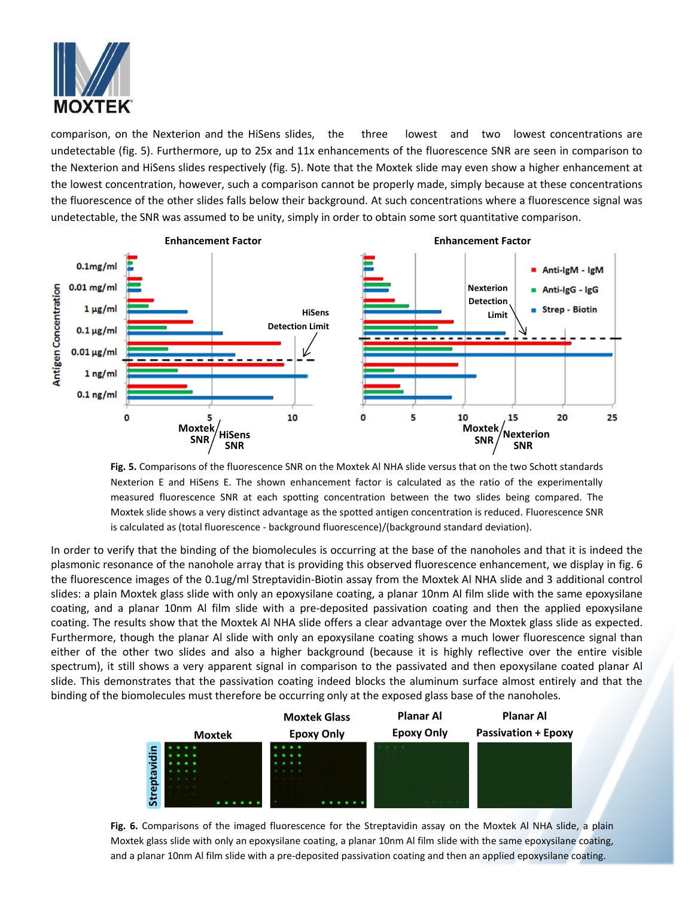comparison, on the Nexterion and the HiSens slides, the three lowest and two lowest concentrations are undetectable (fig. 5). Furthermore, up to 25x and 11x enhancements of the fluorescence SNR are seen in comparison to the Nexterion and HiSens slides respectively (fig. 5). Note that the Moxtek slide may even show a higher enhancement at the lowest concentration, however, such a comparison cannot be properly made, simply because at these concentrations the fluorescence of the other slides falls below their background. At such concentrations where a fluorescence signal was undetectable, the SNR was assumed to be unity, simply in order to obtain some sort quantitative comparison.

**Fig. 5.** Comparisons of the fluorescence SNR on the Moxtek Al NHA slide versus that on the two Schott standards Nexterion E and HiSens E. The shown enhancement factor is calculated as the ratio of the experimentally measured fluorescence SNR at each spotting concentration between the two slides being compared. The Moxtek slide shows a very distinct advantage as the spotted antigen concentration is reduced. Fluorescence SNR is calculated as (total fluorescence - background fluorescence)/(background standard deviation).

In order to verify that the binding of the biomolecules is occurring at the base of the nanoholes and that it is indeed the plasmonic resonance of the nanohole array that is providing this observed fluorescence enhancement, we display in fig. 6 the fluorescence images of the 0.1ug/ml Streptavidin-Biotin assay from the Moxtek Al NHA slide and 3 additional control slides: a plain Moxtek glass slide with only an epoxysilane coating, a planar 10nm Al film slide with the same epoxysilane coating, and a planar 10nm Al film slide with a pre-deposited passivation coating and then the applied epoxysilane coating. The results show that the Moxtek Al NHA slide offers a clear advantage over the Moxtek glass slide as expected. Furthermore, though the planar Al slide with only an epoxysilane coating shows a much lower fluorescence signal than either of the other two slides and also a higher background (because it is highly reflective over the entire visible spectrum), it still shows a very apparent signal in comparison to the passivated and then epoxysilane coated planar Al slide. This demonstrates that the passivation coating indeed blocks the aluminum surface almost entirely and that the binding of the biomolecules must therefore be occurring only at the exposed glass base of the nanoholes.

**Fig. 6.** Comparisons of the imaged fluorescence for the Streptavidin assay on the Moxtek Al NHA slide, a plain Moxtek glass slide with only an epoxysilane coating, a planar 10nm Al film slide with the same epoxysilane coating, and a planar 10nm Al film slide with a pre-deposited passivation coating and then an applied epoxysilane coating.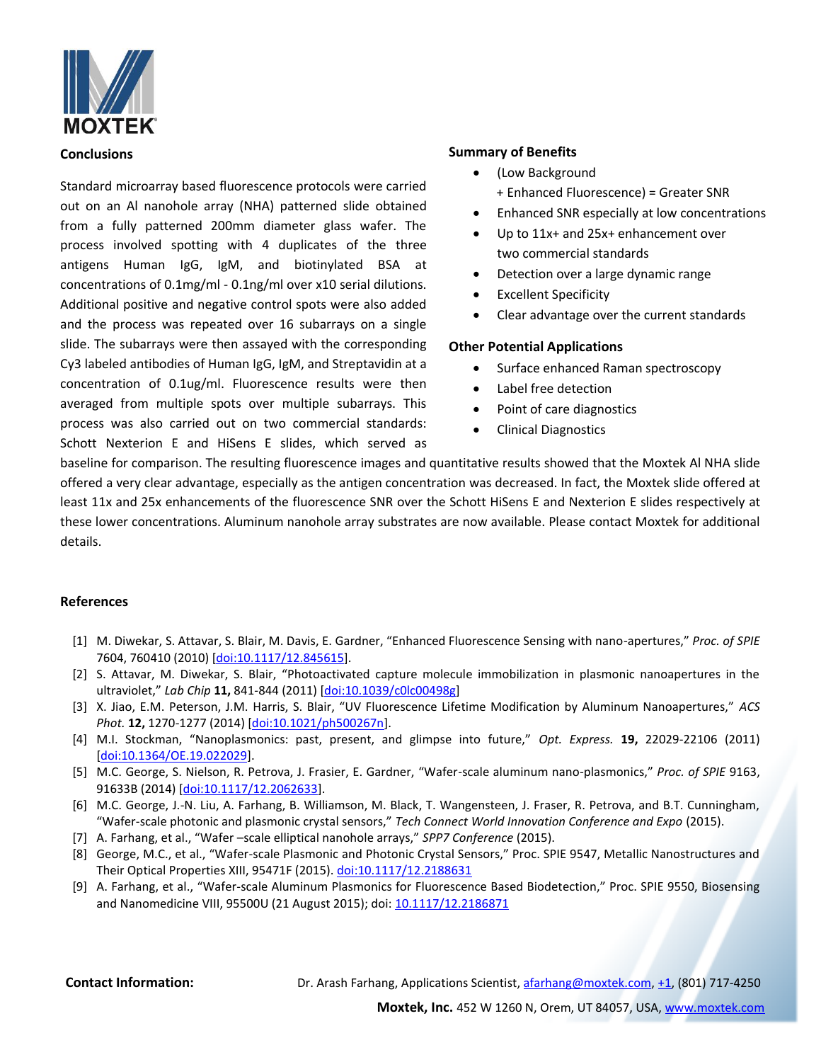## Conclusions

Standard microarray based fluorescence protocols were carried out on an Al nanohole array (NHA) patterned slide obtained from a fully patterned 200mm diameter glass wafer. The process involved spotting with 4 duplicates of the three antigens Human IgG, IgM, and biotinylated BSA at concentrations of 0.1mg/ml - 0.1ng/ml over x10 serial dilutions. Additional positive and negative control spots were also added and the process was repeated over 16 subarrays on a single slide. The subarrays were then assayed with the corresponding Cy3 labeled antibodies of Human IgG, IgM, and Streptavidin at a concentration of 0.1ug/ml. Fluorescence results were then averaged from multiple spots over multiple subarrays. This process was also carried out on two commercial standards: Schott Nexterion E and HiSens E slides, which served as baseline for comparison. The resulting fluorescence images and quantitative results showed that the Moxtek Al NHA slide offered a very clear advantage, especially as the antigen concentration was decreased. In fact, the Moxtek slide offered at least 11x and 25x enhancements of the fluorescence SNR over the Schott HiSens E and Nexterion E slides respectively at these lower concentrations. Aluminum nanohole array substrates are now available. Please contact Moxtek for additional details.

## Summary of Benefits

- (Low Background + Enhanced Fluorescence) = Greater SNR
- Enhanced SNR especially at low concentrations
- Up to 11x+ and 25x+ enhancement over two commercial standards
- Detection over a large dynamic range
- Excellent Specificity
- Clear advantage over the current standards

## Other Potential Applications

- Surface enhanced Raman spectroscopy
- Label free detection
- Point of care diagnostics
- Clinical Diagnostics

## References

[1] M. Diwekar, S. Attavar, S. Blair, M. Davis, E. Gardner, "Enhanced Fluorescence Sensing with nano-apertures," *Proc. of SPIE* 7604, 760410 (2010) [doi:10.1117/12.845615].

[2] S. Attavar, M. Diwekar, S. Blair, "Photoactivated capture molecule immobilization in plasmonic nanoapertures in the ultraviolet," *Lab Chip* **11,** 841-844 (2011) [doi:10.1039/c0lc00498g]

[3] X. Jiao, E.M. Peterson, J.M. Harris, S. Blair, "UV Fluorescence Lifetime Modification by Aluminum Nanoapertures," *ACS Phot.* **12,** 1270-1277 (2014) [doi:10.1021/ph500267n].

[4] M.I. Stockman, "Nanoplasmonics: past, present, and glimpse into future," *Opt. Express.* **19,** 22029-22106 (2011) [doi:10.1364/OE.19.022029].

[5] M.C. George, S. Nielson, R. Petrova, J. Frasier, E. Gardner, "Wafer-scale aluminum nano-plasmonics," *Proc. of SPIE* 9163, 91633B (2014) [doi:10.1117/12.2062633].

[6] M.C. George, J.-N. Liu, A. Farhang, B. Williamson, M. Black, T. Wangensteen, J. Fraser, R. Petrova, and B.T. Cunningham, "Wafer-scale photonic and plasmonic crystal sensors," *Tech Connect World Innovation Conference and Expo* (2015).

[7] A. Farhang, et al., "Wafer –scale elliptical nanohole arrays," *SPP7 Conference* (2015).

[8] George, M.C., et al., "Wafer-scale Plasmonic and Photonic Crystal Sensors," Proc. SPIE 9547, Metallic Nanostructures and Their Optical Properties XIII, 95471F (2015). doi:10.1117/12.2188631

[9] A. Farhang, et al., "Wafer-scale Aluminum Plasmonics for Fluorescence Based Biodetection," Proc. SPIE 9550, Biosensing and Nanomedicine VIII, 95500U (21 August 2015); doi: 10.1117/12.2186871

**Contact Information:** Dr. Arash Farhang, Applications Scientist, afarhang@moxtek.com, +1, (801) 717-4250

**Moxtek, Inc.** 452 W 1260 N, Orem, UT 84057, USA, www.moxtek.com